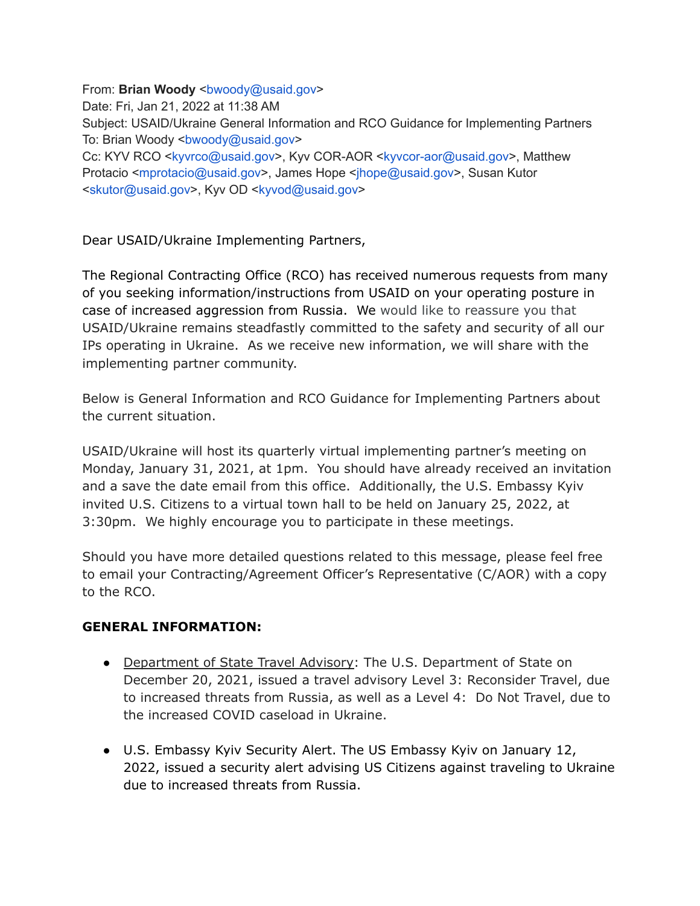From: **Brian Woody** <bwoody@usaid.gov>
Date: Fri, Jan 21, 2022 at 11:38 AM
Subject: USAID/Ukraine General Information and RCO Guidance for Implementing Partners
To: Brian Woody <bwoody@usaid.gov>
Cc: KYV RCO <kyvrco@usaid.gov>, Kyv COR-AOR <kyvcor-aor@usaid.gov>, Matthew Protacio <mprotacio@usaid.gov>, James Hope <jhope@usaid.gov>, Susan Kutor <skutor@usaid.gov>, Kyv OD <kyvod@usaid.gov>

Dear USAID/Ukraine Implementing Partners,

The Regional Contracting Office (RCO) has received numerous requests from many of you seeking information/instructions from USAID on your operating posture in case of increased aggression from Russia. We would like to reassure you that USAID/Ukraine remains steadfastly committed to the safety and security of all our IPs operating in Ukraine. As we receive new information, we will share with the implementing partner community.

Below is General Information and RCO Guidance for Implementing Partners about the current situation.

USAID/Ukraine will host its quarterly virtual implementing partner's meeting on Monday, January 31, 2021, at 1pm. You should have already received an invitation and a save the date email from this office. Additionally, the U.S. Embassy Kyiv invited U.S. Citizens to a virtual town hall to be held on January 25, 2022, at 3:30pm. We highly encourage you to participate in these meetings.

Should you have more detailed questions related to this message, please feel free to email your Contracting/Agreement Officer's Representative (C/AOR) with a copy to the RCO.

**GENERAL INFORMATION:**

- Department of State Travel Advisory: The U.S. Department of State on December 20, 2021, issued a travel advisory Level 3: Reconsider Travel, due to increased threats from Russia, as well as a Level 4: Do Not Travel, due to the increased COVID caseload in Ukraine.

- U.S. Embassy Kyiv Security Alert. The US Embassy Kyiv on January 12, 2022, issued a security alert advising US Citizens against traveling to Ukraine due to increased threats from Russia.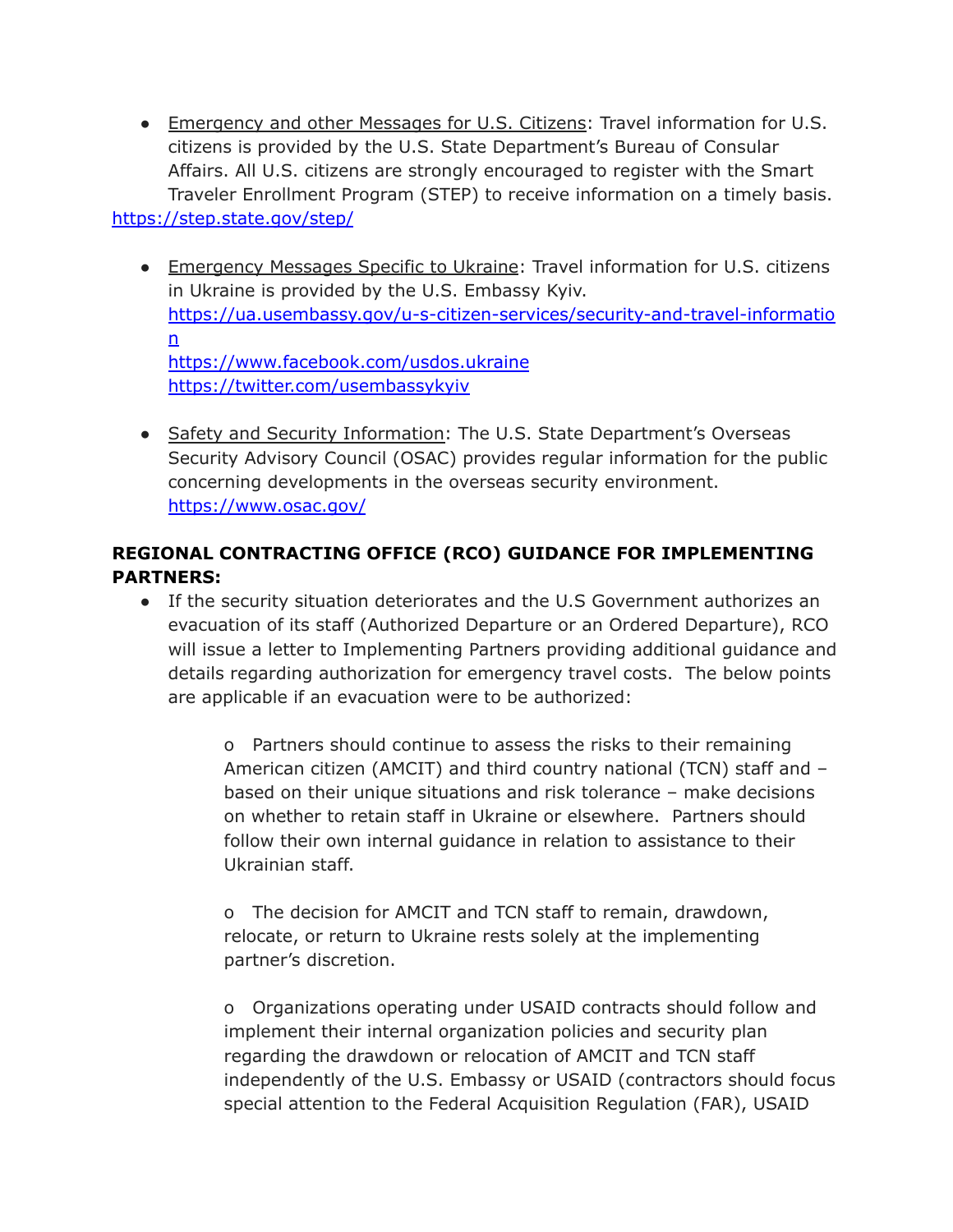- Emergency and other Messages for U.S. Citizens: Travel information for U.S. citizens is provided by the U.S. State Department's Bureau of Consular Affairs. All U.S. citizens are strongly encouraged to register with the Smart Traveler Enrollment Program (STEP) to receive information on a timely basis.

https://step.state.gov/step/

- Emergency Messages Specific to Ukraine: Travel information for U.S. citizens in Ukraine is provided by the U.S. Embassy Kyiv.
  https://ua.usembassy.gov/u-s-citizen-services/security-and-travel-information
  https://www.facebook.com/usdos.ukraine
  https://twitter.com/usembassykyiv

- Safety and Security Information: The U.S. State Department's Overseas Security Advisory Council (OSAC) provides regular information for the public concerning developments in the overseas security environment.
  https://www.osac.gov/

**REGIONAL CONTRACTING OFFICE (RCO) GUIDANCE FOR IMPLEMENTING PARTNERS:**

- If the security situation deteriorates and the U.S Government authorizes an evacuation of its staff (Authorized Departure or an Ordered Departure), RCO will issue a letter to Implementing Partners providing additional guidance and details regarding authorization for emergency travel costs. The below points are applicable if an evacuation were to be authorized:

  o Partners should continue to assess the risks to their remaining American citizen (AMCIT) and third country national (TCN) staff and – based on their unique situations and risk tolerance – make decisions on whether to retain staff in Ukraine or elsewhere. Partners should follow their own internal guidance in relation to assistance to their Ukrainian staff.

  o The decision for AMCIT and TCN staff to remain, drawdown, relocate, or return to Ukraine rests solely at the implementing partner's discretion.

  o Organizations operating under USAID contracts should follow and implement their internal organization policies and security plan regarding the drawdown or relocation of AMCIT and TCN staff independently of the U.S. Embassy or USAID (contractors should focus special attention to the Federal Acquisition Regulation (FAR), USAID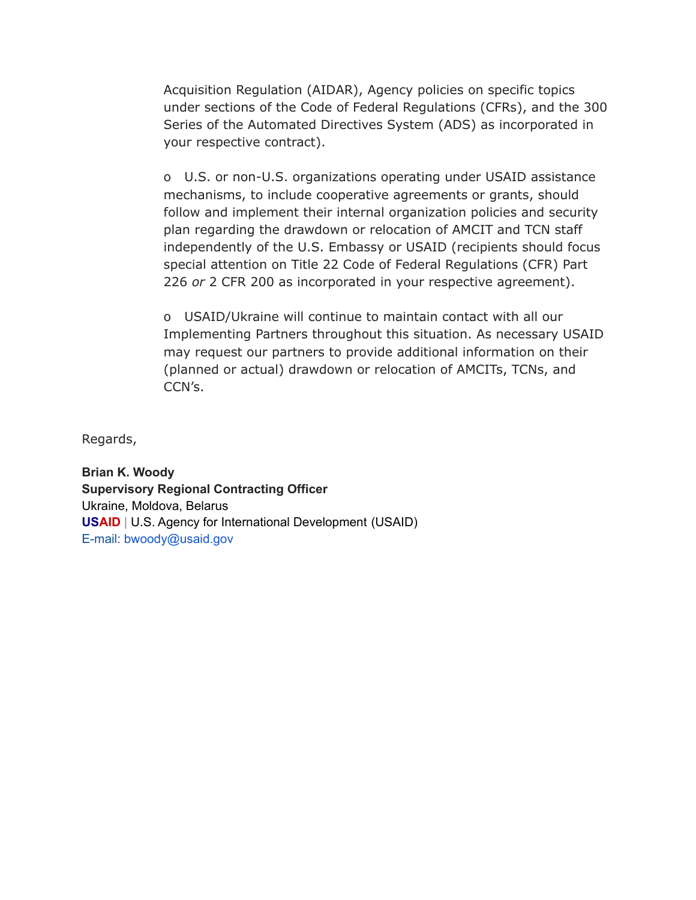Acquisition Regulation (AIDAR), Agency policies on specific topics under sections of the Code of Federal Regulations (CFRs), and the 300 Series of the Automated Directives System (ADS) as incorporated in your respective contract).

- U.S. or non-U.S. organizations operating under USAID assistance mechanisms, to include cooperative agreements or grants, should follow and implement their internal organization policies and security plan regarding the drawdown or relocation of AMCIT and TCN staff independently of the U.S. Embassy or USAID (recipients should focus special attention on Title 22 Code of Federal Regulations (CFR) Part 226 *or* 2 CFR 200 as incorporated in your respective agreement).

- USAID/Ukraine will continue to maintain contact with all our Implementing Partners throughout this situation. As necessary USAID may request our partners to provide additional information on their (planned or actual) drawdown or relocation of AMCITs, TCNs, and CCN's.

Regards,

**Brian K. Woody**
**Supervisory Regional Contracting Officer**
Ukraine, Moldova, Belarus
**USAID** | U.S. Agency for International Development (USAID)
E-mail: bwoody@usaid.gov